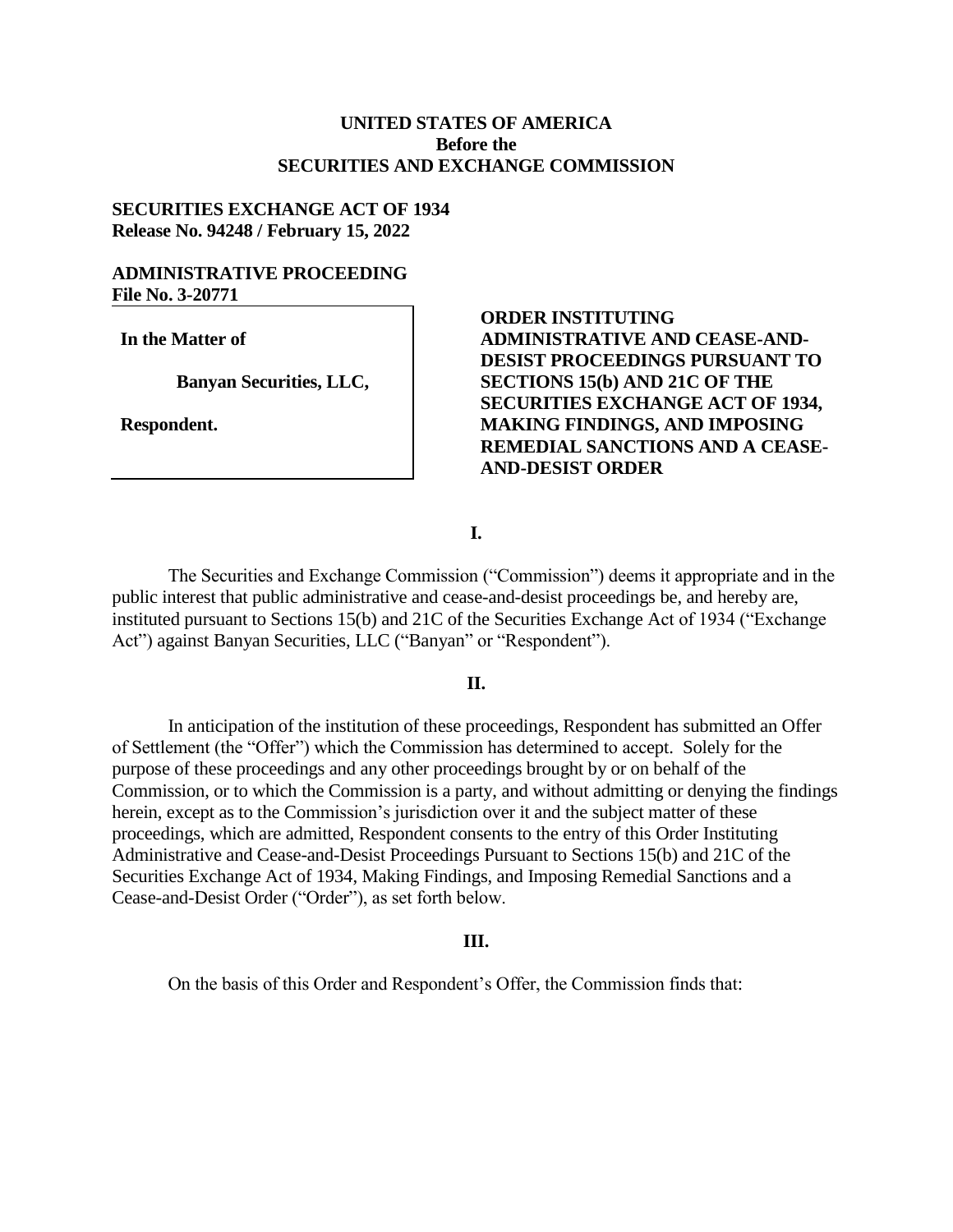**UNITED STATES OF AMERICA**
**Before the**
**SECURITIES AND EXCHANGE COMMISSION**

**SECURITIES EXCHANGE ACT OF 1934**
**Release No. 94248 / February 15, 2022**

**ADMINISTRATIVE PROCEEDING**
**File No. 3-20771**

| | |
|---|---|
| **In the Matter of**<br><br>**Banyan Securities, LLC,**<br><br>**Respondent.** | **ORDER INSTITUTING ADMINISTRATIVE AND CEASE-AND-DESIST PROCEEDINGS PURSUANT TO SECTIONS 15(b) AND 21C OF THE SECURITIES EXCHANGE ACT OF 1934, MAKING FINDINGS, AND IMPOSING REMEDIAL SANCTIONS AND A CEASE-AND-DESIST ORDER** |

## I.

The Securities and Exchange Commission ("Commission") deems it appropriate and in the public interest that public administrative and cease-and-desist proceedings be, and hereby are, instituted pursuant to Sections 15(b) and 21C of the Securities Exchange Act of 1934 ("Exchange Act") against Banyan Securities, LLC ("Banyan" or "Respondent").

## II.

In anticipation of the institution of these proceedings, Respondent has submitted an Offer of Settlement (the "Offer") which the Commission has determined to accept. Solely for the purpose of these proceedings and any other proceedings brought by or on behalf of the Commission, or to which the Commission is a party, and without admitting or denying the findings herein, except as to the Commission's jurisdiction over it and the subject matter of these proceedings, which are admitted, Respondent consents to the entry of this Order Instituting Administrative and Cease-and-Desist Proceedings Pursuant to Sections 15(b) and 21C of the Securities Exchange Act of 1934, Making Findings, and Imposing Remedial Sanctions and a Cease-and-Desist Order ("Order"), as set forth below.

## III.

On the basis of this Order and Respondent's Offer, the Commission finds that: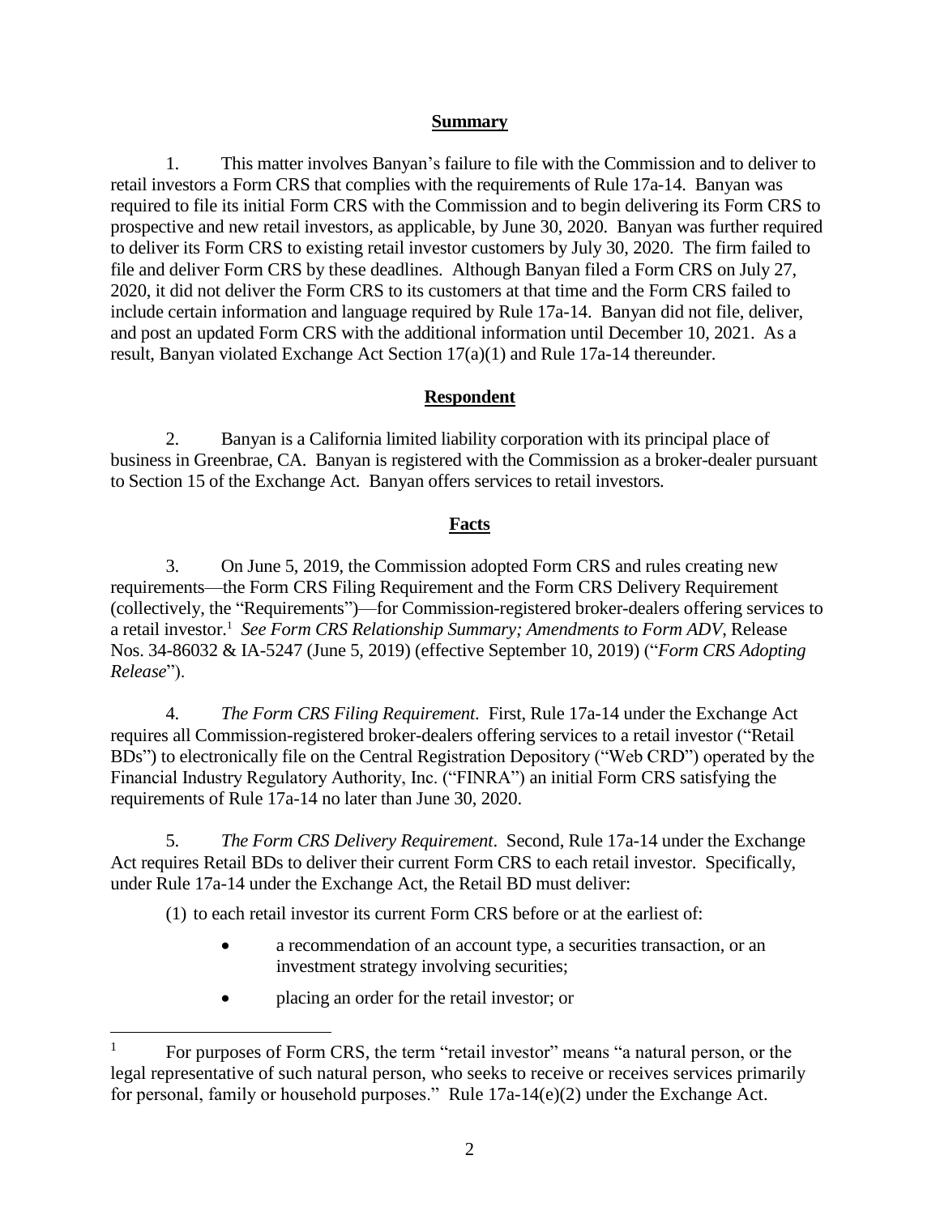## **Summary**

1. This matter involves Banyan's failure to file with the Commission and to deliver to retail investors a Form CRS that complies with the requirements of Rule 17a-14. Banyan was required to file its initial Form CRS with the Commission and to begin delivering its Form CRS to prospective and new retail investors, as applicable, by June 30, 2020. Banyan was further required to deliver its Form CRS to existing retail investor customers by July 30, 2020. The firm failed to file and deliver Form CRS by these deadlines. Although Banyan filed a Form CRS on July 27, 2020, it did not deliver the Form CRS to its customers at that time and the Form CRS failed to include certain information and language required by Rule 17a-14. Banyan did not file, deliver, and post an updated Form CRS with the additional information until December 10, 2021. As a result, Banyan violated Exchange Act Section 17(a)(1) and Rule 17a-14 thereunder.

## **Respondent**

2. Banyan is a California limited liability corporation with its principal place of business in Greenbrae, CA. Banyan is registered with the Commission as a broker-dealer pursuant to Section 15 of the Exchange Act. Banyan offers services to retail investors.

## **Facts**

3. On June 5, 2019, the Commission adopted Form CRS and rules creating new requirements—the Form CRS Filing Requirement and the Form CRS Delivery Requirement (collectively, the "Requirements")—for Commission-registered broker-dealers offering services to a retail investor.[1] *See Form CRS Relationship Summary; Amendments to Form ADV*, Release Nos. 34-86032 & IA-5247 (June 5, 2019) (effective September 10, 2019) ("*Form CRS Adopting Release*").

4. *The Form CRS Filing Requirement*. First, Rule 17a-14 under the Exchange Act requires all Commission-registered broker-dealers offering services to a retail investor ("Retail BDs") to electronically file on the Central Registration Depository ("Web CRD") operated by the Financial Industry Regulatory Authority, Inc. ("FINRA") an initial Form CRS satisfying the requirements of Rule 17a-14 no later than June 30, 2020.

5. *The Form CRS Delivery Requirement*. Second, Rule 17a-14 under the Exchange Act requires Retail BDs to deliver their current Form CRS to each retail investor. Specifically, under Rule 17a-14 under the Exchange Act, the Retail BD must deliver:

(1) to each retail investor its current Form CRS before or at the earliest of:

- a recommendation of an account type, a securities transaction, or an investment strategy involving securities;
- placing an order for the retail investor; or

[1] For purposes of Form CRS, the term "retail investor" means "a natural person, or the legal representative of such natural person, who seeks to receive or receives services primarily for personal, family or household purposes." Rule 17a-14(e)(2) under the Exchange Act.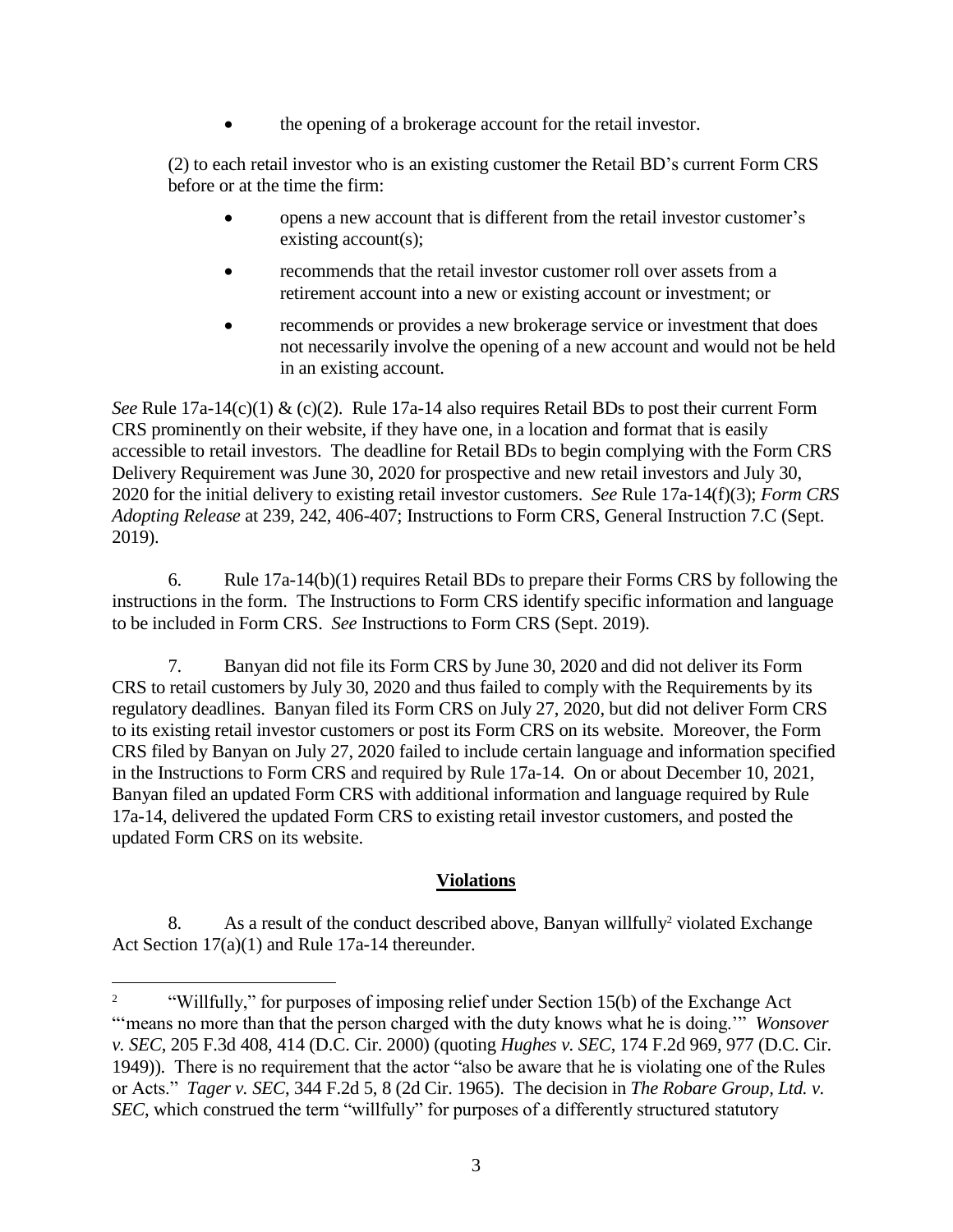- the opening of a brokerage account for the retail investor.

(2) to each retail investor who is an existing customer the Retail BD's current Form CRS before or at the time the firm:

- opens a new account that is different from the retail investor customer's existing account(s);
- recommends that the retail investor customer roll over assets from a retirement account into a new or existing account or investment; or
- recommends or provides a new brokerage service or investment that does not necessarily involve the opening of a new account and would not be held in an existing account.

*See* Rule 17a-14(c)(1) & (c)(2). Rule 17a-14 also requires Retail BDs to post their current Form CRS prominently on their website, if they have one, in a location and format that is easily accessible to retail investors. The deadline for Retail BDs to begin complying with the Form CRS Delivery Requirement was June 30, 2020 for prospective and new retail investors and July 30, 2020 for the initial delivery to existing retail investor customers. *See* Rule 17a-14(f)(3); *Form CRS Adopting Release* at 239, 242, 406-407; Instructions to Form CRS, General Instruction 7.C (Sept. 2019).

6. Rule 17a-14(b)(1) requires Retail BDs to prepare their Forms CRS by following the instructions in the form. The Instructions to Form CRS identify specific information and language to be included in Form CRS. *See* Instructions to Form CRS (Sept. 2019).

7. Banyan did not file its Form CRS by June 30, 2020 and did not deliver its Form CRS to retail customers by July 30, 2020 and thus failed to comply with the Requirements by its regulatory deadlines. Banyan filed its Form CRS on July 27, 2020, but did not deliver Form CRS to its existing retail investor customers or post its Form CRS on its website. Moreover, the Form CRS filed by Banyan on July 27, 2020 failed to include certain language and information specified in the Instructions to Form CRS and required by Rule 17a-14. On or about December 10, 2021, Banyan filed an updated Form CRS with additional information and language required by Rule 17a-14, delivered the updated Form CRS to existing retail investor customers, and posted the updated Form CRS on its website.

## Violations

8. As a result of the conduct described above, Banyan willfully[2] violated Exchange Act Section 17(a)(1) and Rule 17a-14 thereunder.

---

[2] "Willfully," for purposes of imposing relief under Section 15(b) of the Exchange Act "'means no more than that the person charged with the duty knows what he is doing.'" *Wonsover v. SEC*, 205 F.3d 408, 414 (D.C. Cir. 2000) (quoting *Hughes v. SEC*, 174 F.2d 969, 977 (D.C. Cir. 1949)). There is no requirement that the actor "also be aware that he is violating one of the Rules or Acts." *Tager v. SEC*, 344 F.2d 5, 8 (2d Cir. 1965). The decision in *The Robare Group, Ltd. v. SEC*, which construed the term "willfully" for purposes of a differently structured statutory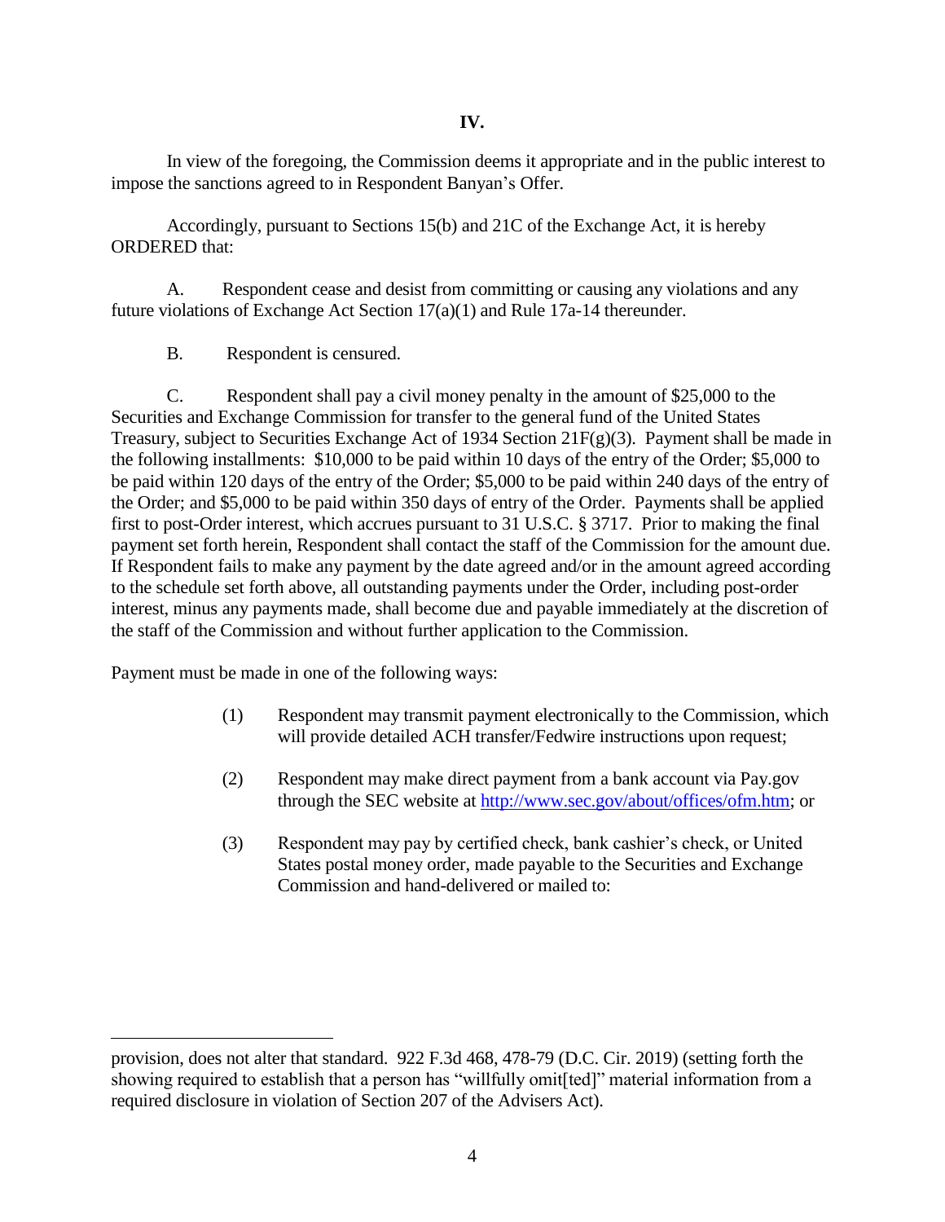# IV.

In view of the foregoing, the Commission deems it appropriate and in the public interest to impose the sanctions agreed to in Respondent Banyan's Offer.

Accordingly, pursuant to Sections 15(b) and 21C of the Exchange Act, it is hereby ORDERED that:

A. Respondent cease and desist from committing or causing any violations and any future violations of Exchange Act Section 17(a)(1) and Rule 17a-14 thereunder.

B. Respondent is censured.

C. Respondent shall pay a civil money penalty in the amount of $25,000 to the Securities and Exchange Commission for transfer to the general fund of the United States Treasury, subject to Securities Exchange Act of 1934 Section 21F(g)(3). Payment shall be made in the following installments: $10,000 to be paid within 10 days of the entry of the Order; $5,000 to be paid within 120 days of the entry of the Order; $5,000 to be paid within 240 days of the entry of the Order; and $5,000 to be paid within 350 days of entry of the Order. Payments shall be applied first to post-Order interest, which accrues pursuant to 31 U.S.C. § 3717. Prior to making the final payment set forth herein, Respondent shall contact the staff of the Commission for the amount due. If Respondent fails to make any payment by the date agreed and/or in the amount agreed according to the schedule set forth above, all outstanding payments under the Order, including post-order interest, minus any payments made, shall become due and payable immediately at the discretion of the staff of the Commission and without further application to the Commission.

Payment must be made in one of the following ways:

(1) Respondent may transmit payment electronically to the Commission, which will provide detailed ACH transfer/Fedwire instructions upon request;

(2) Respondent may make direct payment from a bank account via Pay.gov through the SEC website at http://www.sec.gov/about/offices/ofm.htm; or

(3) Respondent may pay by certified check, bank cashier's check, or United States postal money order, made payable to the Securities and Exchange Commission and hand-delivered or mailed to:

---

provision, does not alter that standard. 922 F.3d 468, 478-79 (D.C. Cir. 2019) (setting forth the showing required to establish that a person has "willfully omit[ted]" material information from a required disclosure in violation of Section 207 of the Advisers Act).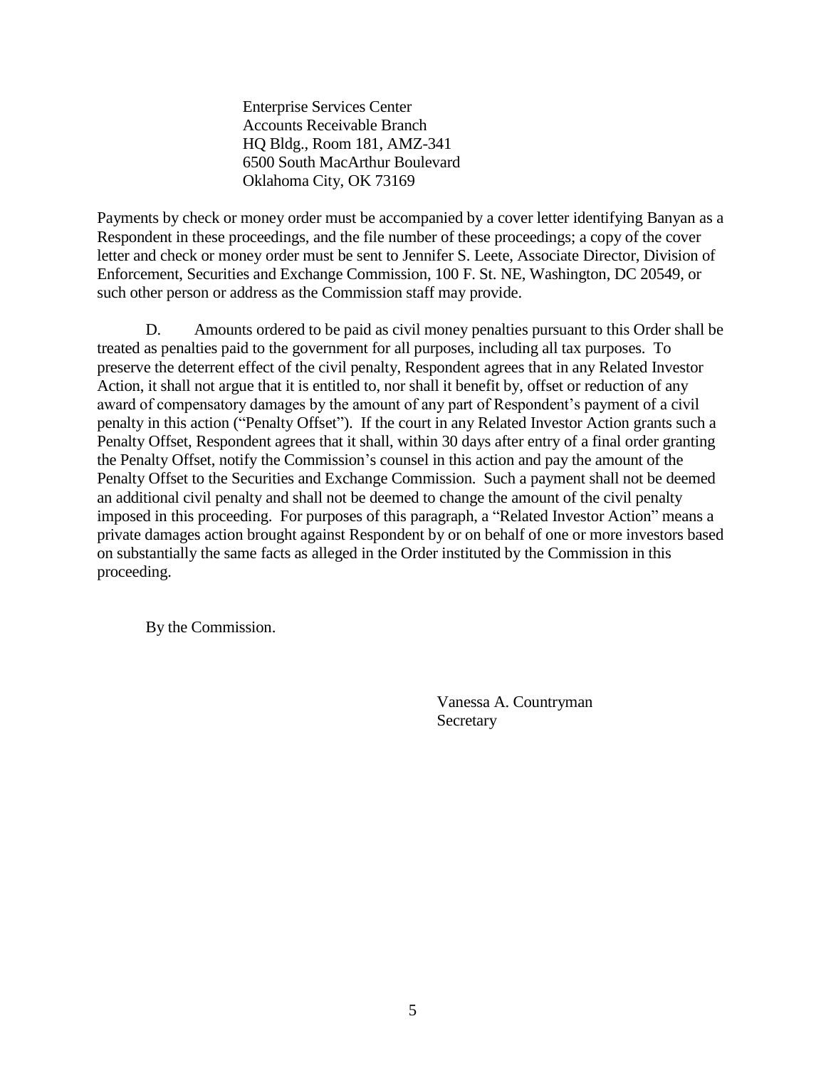Enterprise Services Center
Accounts Receivable Branch
HQ Bldg., Room 181, AMZ-341
6500 South MacArthur Boulevard
Oklahoma City, OK 73169

Payments by check or money order must be accompanied by a cover letter identifying Banyan as a Respondent in these proceedings, and the file number of these proceedings; a copy of the cover letter and check or money order must be sent to Jennifer S. Leete, Associate Director, Division of Enforcement, Securities and Exchange Commission, 100 F. St. NE, Washington, DC 20549, or such other person or address as the Commission staff may provide.

D. Amounts ordered to be paid as civil money penalties pursuant to this Order shall be treated as penalties paid to the government for all purposes, including all tax purposes. To preserve the deterrent effect of the civil penalty, Respondent agrees that in any Related Investor Action, it shall not argue that it is entitled to, nor shall it benefit by, offset or reduction of any award of compensatory damages by the amount of any part of Respondent's payment of a civil penalty in this action ("Penalty Offset"). If the court in any Related Investor Action grants such a Penalty Offset, Respondent agrees that it shall, within 30 days after entry of a final order granting the Penalty Offset, notify the Commission's counsel in this action and pay the amount of the Penalty Offset to the Securities and Exchange Commission. Such a payment shall not be deemed an additional civil penalty and shall not be deemed to change the amount of the civil penalty imposed in this proceeding. For purposes of this paragraph, a "Related Investor Action" means a private damages action brought against Respondent by or on behalf of one or more investors based on substantially the same facts as alleged in the Order instituted by the Commission in this proceeding.

By the Commission.

Vanessa A. Countryman
Secretary